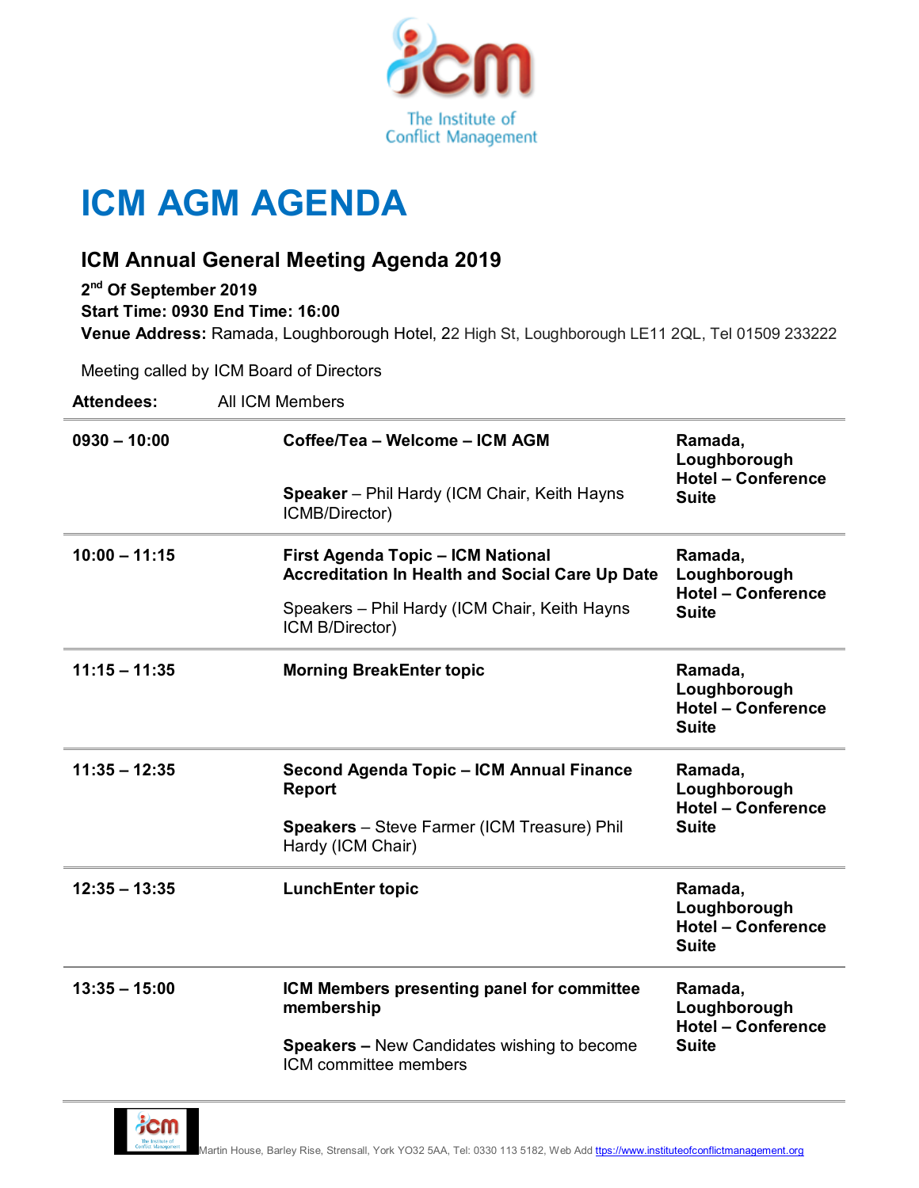The Institute of Conflict Management

# ICM AGM AGENDA

## ICM Annual General Meeting Agenda 2019

**2nd Of September 2019**
**Start Time: 0930 End Time: 16:00**
**Venue Address:** Ramada, Loughborough Hotel, 22 High St, Loughborough LE11 2QL, Tel 01509 233222

Meeting called by ICM Board of Directors

**Attendees:** All ICM Members

| Time | Topic | Location |
|---|---|---|
| **0930 – 10:00** | **Coffee/Tea – Welcome – ICM AGM**<br><br>**Speaker** – Phil Hardy (ICM Chair, Keith Hayns ICMB/Director) | **Ramada, Loughborough Hotel – Conference Suite** |
| **10:00 – 11:15** | **First Agenda Topic – ICM National Accreditation In Health and Social Care Up Date**<br><br>Speakers – Phil Hardy (ICM Chair, Keith Hayns ICM B/Director) | **Ramada, Loughborough Hotel – Conference Suite** |
| **11:15 – 11:35** | **Morning BreakEnter topic** | **Ramada, Loughborough Hotel – Conference Suite** |
| **11:35 – 12:35** | **Second Agenda Topic – ICM Annual Finance Report**<br><br>**Speakers** – Steve Farmer (ICM Treasure) Phil Hardy (ICM Chair) | **Ramada, Loughborough Hotel – Conference Suite** |
| **12:35 – 13:35** | **LunchEnter topic** | **Ramada, Loughborough Hotel – Conference Suite** |
| **13:35 – 15:00** | **ICM Members presenting panel for committee membership**<br><br>**Speakers –** New Candidates wishing to become ICM committee members | **Ramada, Loughborough Hotel – Conference Suite** |

Martin House, Barley Rise, Strensall, York YO32 5AA, Tel: 0330 113 5182, Web Add ttps://www.instituteofconflictmanagement.org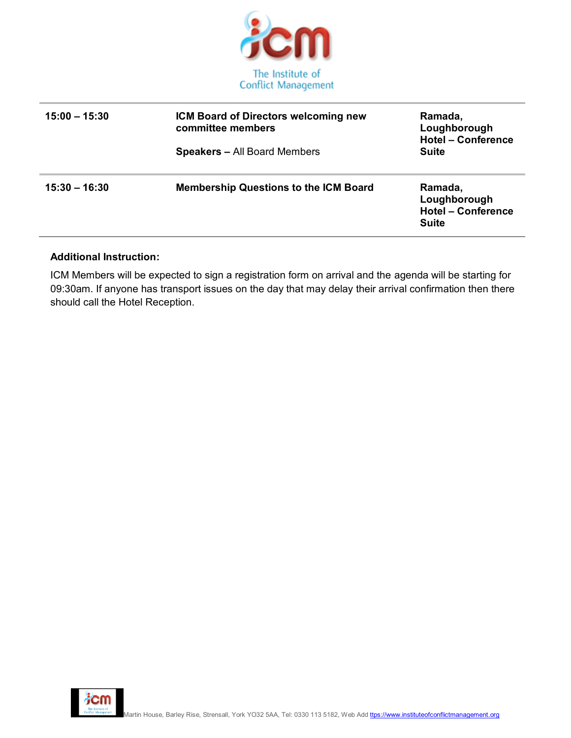| | | |
|---|---|---|
| **15:00 – 15:30** | **ICM Board of Directors welcoming new committee members**<br><br>**Speakers –** All Board Members | **Ramada, Loughborough Hotel – Conference Suite** |
| **15:30 – 16:30** | **Membership Questions to the ICM Board** | **Ramada, Loughborough Hotel – Conference Suite** |

**Additional Instruction:**

ICM Members will be expected to sign a registration form on arrival and the agenda will be starting for 09:30am. If anyone has transport issues on the day that may delay their arrival confirmation then there should call the Hotel Reception.

Martin House, Barley Rise, Strensall, York YO32 5AA, Tel: 0330 113 5182, Web Add ttps://www.instituteofconflictmanagement.org